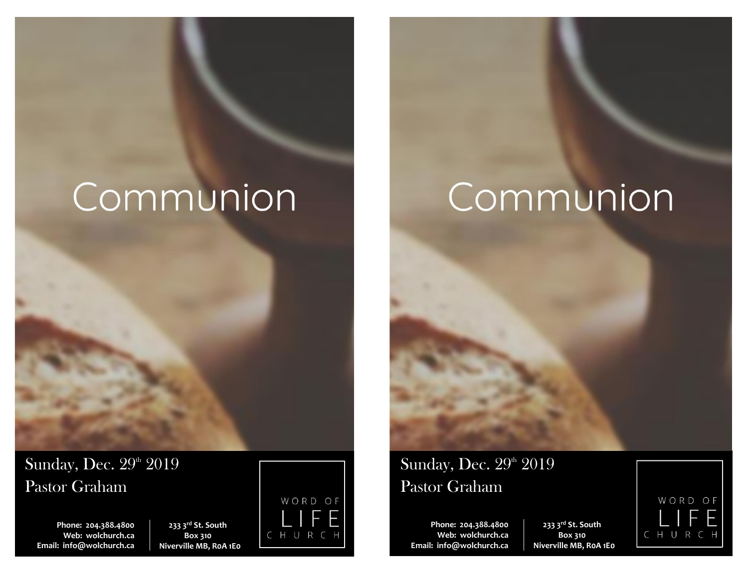# Communion

Sunday, Dec. 29th 2019

Pastor Graham

Phone: 204.388.4800
Web: wolchurch.ca
Email: info@wolchurch.ca

233 3rd St. South
Box 310
Niverville MB, R0A 1E0

WORD OF LIFE CHURCH

# Communion

Sunday, Dec. 29th 2019

Pastor Graham

Phone: 204.388.4800
Web: wolchurch.ca
Email: info@wolchurch.ca

233 3rd St. South
Box 310
Niverville MB, R0A 1E0

WORD OF LIFE CHURCH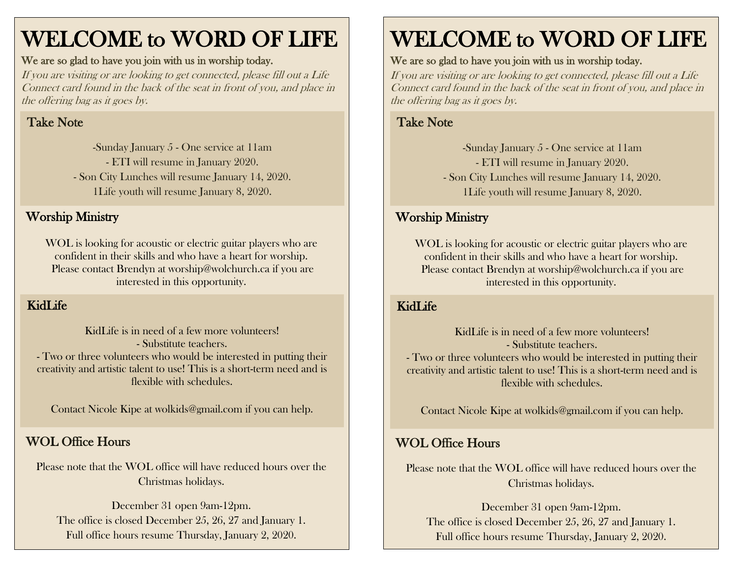# WELCOME to WORD OF LIFE

**We are so glad to have you join with us in worship today.**

*If you are visiting or are looking to get connected, please fill out a Life Connect card found in the back of the seat in front of you, and place in the offering bag as it goes by.*

## Take Note

-Sunday January 5 - One service at 11am
- ETI will resume in January 2020.
- Son City Lunches will resume January 14, 2020.
1Life youth will resume January 8, 2020.

## Worship Ministry

WOL is looking for acoustic or electric guitar players who are confident in their skills and who have a heart for worship. Please contact Brendyn at worship@wolchurch.ca if you are interested in this opportunity.

## KidLife

KidLife is in need of a few more volunteers!
- Substitute teachers.
- Two or three volunteers who would be interested in putting their creativity and artistic talent to use! This is a short-term need and is flexible with schedules.

Contact Nicole Kipe at wolkids@gmail.com if you can help.

## WOL Office Hours

Please note that the WOL office will have reduced hours over the Christmas holidays.

December 31 open 9am-12pm.
The office is closed December 25, 26, 27 and January 1.
Full office hours resume Thursday, January 2, 2020.

# WELCOME to WORD OF LIFE

**We are so glad to have you join with us in worship today.**

*If you are visiting or are looking to get connected, please fill out a Life Connect card found in the back of the seat in front of you, and place in the offering bag as it goes by.*

## Take Note

-Sunday January 5 - One service at 11am
- ETI will resume in January 2020.
- Son City Lunches will resume January 14, 2020.
1Life youth will resume January 8, 2020.

## Worship Ministry

WOL is looking for acoustic or electric guitar players who are confident in their skills and who have a heart for worship. Please contact Brendyn at worship@wolchurch.ca if you are interested in this opportunity.

## KidLife

KidLife is in need of a few more volunteers!
- Substitute teachers.
- Two or three volunteers who would be interested in putting their creativity and artistic talent to use! This is a short-term need and is flexible with schedules.

Contact Nicole Kipe at wolkids@gmail.com if you can help.

## WOL Office Hours

Please note that the WOL office will have reduced hours over the Christmas holidays.

December 31 open 9am-12pm.
The office is closed December 25, 26, 27 and January 1.
Full office hours resume Thursday, January 2, 2020.